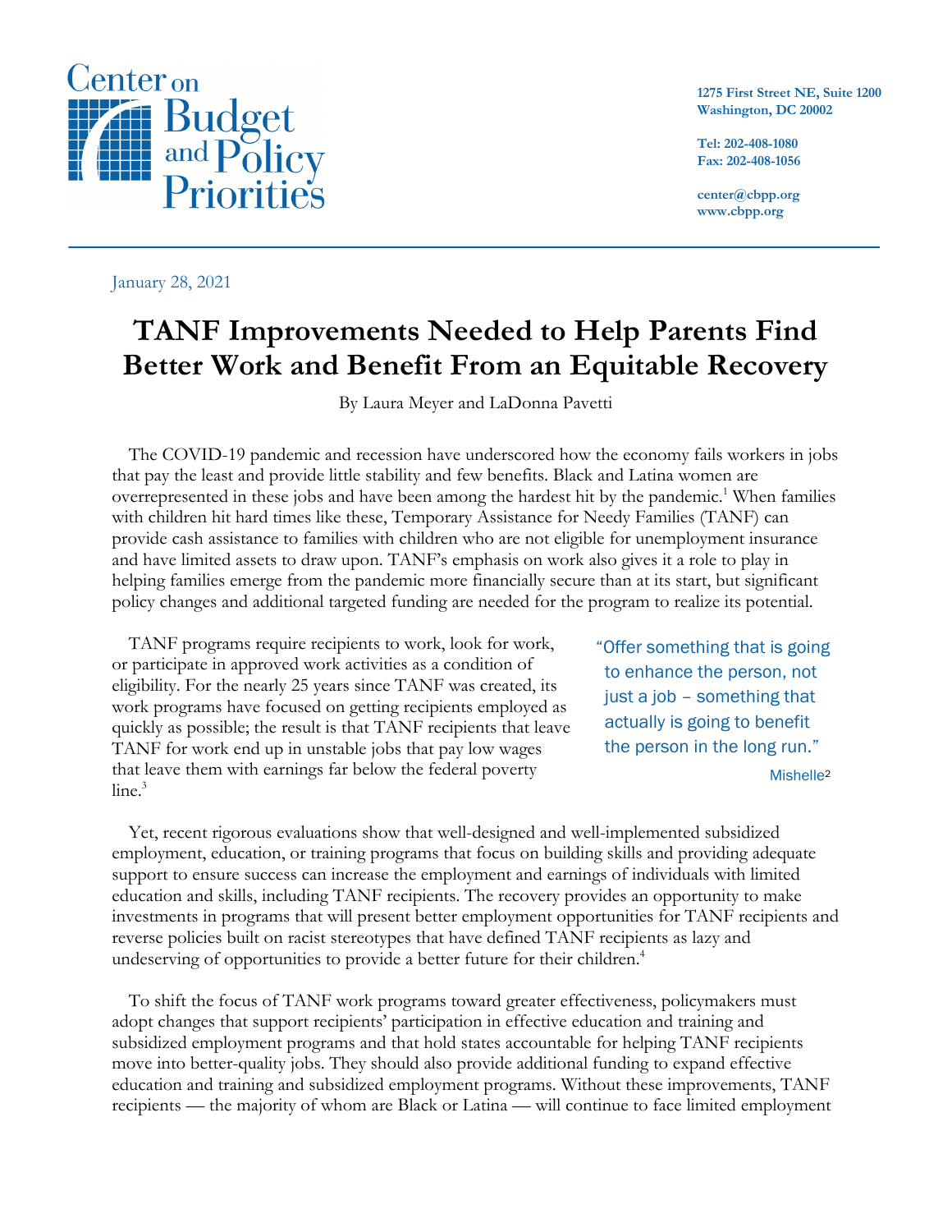Center on Budget and Policy Priorities

1275 First Street NE, Suite 1200
Washington, DC 20002

Tel: 202-408-1080
Fax: 202-408-1056

center@cbpp.org
www.cbpp.org

January 28, 2021

# TANF Improvements Needed to Help Parents Find Better Work and Benefit From an Equitable Recovery

By Laura Meyer and LaDonna Pavetti

The COVID-19 pandemic and recession have underscored how the economy fails workers in jobs that pay the least and provide little stability and few benefits. Black and Latina women are overrepresented in these jobs and have been among the hardest hit by the pandemic.[1] When families with children hit hard times like these, Temporary Assistance for Needy Families (TANF) can provide cash assistance to families with children who are not eligible for unemployment insurance and have limited assets to draw upon. TANF's emphasis on work also gives it a role to play in helping families emerge from the pandemic more financially secure than at its start, but significant policy changes and additional targeted funding are needed for the program to realize its potential.

TANF programs require recipients to work, look for work, or participate in approved work activities as a condition of eligibility. For the nearly 25 years since TANF was created, its work programs have focused on getting recipients employed as quickly as possible; the result is that TANF recipients that leave TANF for work end up in unstable jobs that pay low wages that leave them with earnings far below the federal poverty line.[3]

> "Offer something that is going to enhance the person, not just a job – something that actually is going to benefit the person in the long run."
>
> Mishelle[2]

Yet, recent rigorous evaluations show that well-designed and well-implemented subsidized employment, education, or training programs that focus on building skills and providing adequate support to ensure success can increase the employment and earnings of individuals with limited education and skills, including TANF recipients. The recovery provides an opportunity to make investments in programs that will present better employment opportunities for TANF recipients and reverse policies built on racist stereotypes that have defined TANF recipients as lazy and undeserving of opportunities to provide a better future for their children.[4]

To shift the focus of TANF work programs toward greater effectiveness, policymakers must adopt changes that support recipients' participation in effective education and training and subsidized employment programs and that hold states accountable for helping TANF recipients move into better-quality jobs. They should also provide additional funding to expand effective education and training and subsidized employment programs. Without these improvements, TANF recipients — the majority of whom are Black or Latina — will continue to face limited employment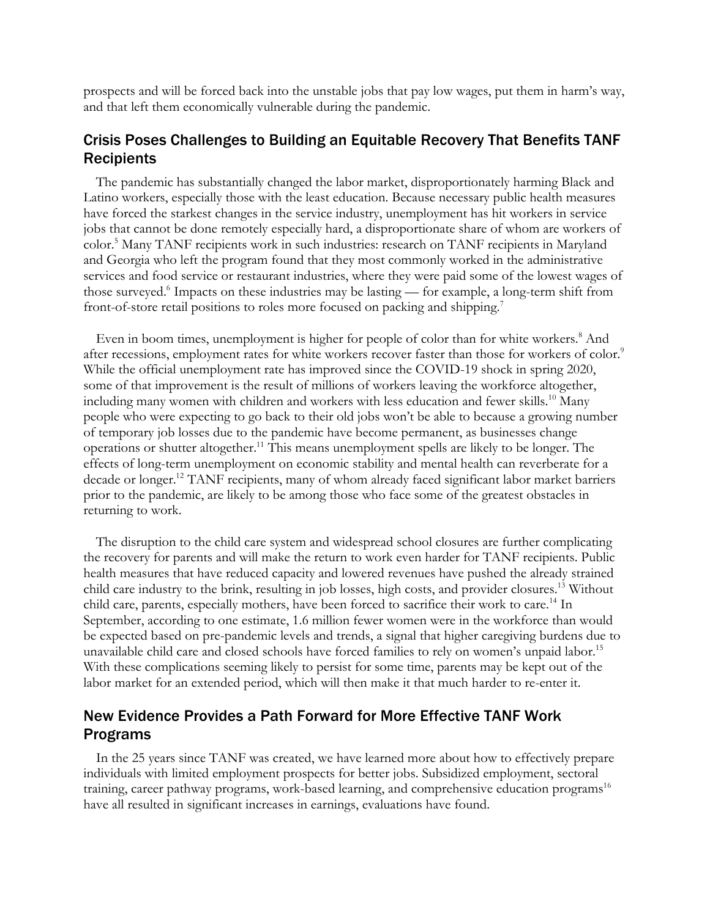prospects and will be forced back into the unstable jobs that pay low wages, put them in harm's way, and that left them economically vulnerable during the pandemic.

## Crisis Poses Challenges to Building an Equitable Recovery That Benefits TANF Recipients

The pandemic has substantially changed the labor market, disproportionately harming Black and Latino workers, especially those with the least education. Because necessary public health measures have forced the starkest changes in the service industry, unemployment has hit workers in service jobs that cannot be done remotely especially hard, a disproportionate share of whom are workers of color.[5] Many TANF recipients work in such industries: research on TANF recipients in Maryland and Georgia who left the program found that they most commonly worked in the administrative services and food service or restaurant industries, where they were paid some of the lowest wages of those surveyed.[6] Impacts on these industries may be lasting — for example, a long-term shift from front-of-store retail positions to roles more focused on packing and shipping.[7]

Even in boom times, unemployment is higher for people of color than for white workers.[8] And after recessions, employment rates for white workers recover faster than those for workers of color.[9] While the official unemployment rate has improved since the COVID-19 shock in spring 2020, some of that improvement is the result of millions of workers leaving the workforce altogether, including many women with children and workers with less education and fewer skills.[10] Many people who were expecting to go back to their old jobs won't be able to because a growing number of temporary job losses due to the pandemic have become permanent, as businesses change operations or shutter altogether.[11] This means unemployment spells are likely to be longer. The effects of long-term unemployment on economic stability and mental health can reverberate for a decade or longer.[12] TANF recipients, many of whom already faced significant labor market barriers prior to the pandemic, are likely to be among those who face some of the greatest obstacles in returning to work.

The disruption to the child care system and widespread school closures are further complicating the recovery for parents and will make the return to work even harder for TANF recipients. Public health measures that have reduced capacity and lowered revenues have pushed the already strained child care industry to the brink, resulting in job losses, high costs, and provider closures.[13] Without child care, parents, especially mothers, have been forced to sacrifice their work to care.[14] In September, according to one estimate, 1.6 million fewer women were in the workforce than would be expected based on pre-pandemic levels and trends, a signal that higher caregiving burdens due to unavailable child care and closed schools have forced families to rely on women's unpaid labor.[15] With these complications seeming likely to persist for some time, parents may be kept out of the labor market for an extended period, which will then make it that much harder to re-enter it.

## New Evidence Provides a Path Forward for More Effective TANF Work Programs

In the 25 years since TANF was created, we have learned more about how to effectively prepare individuals with limited employment prospects for better jobs. Subsidized employment, sectoral training, career pathway programs, work-based learning, and comprehensive education programs[16] have all resulted in significant increases in earnings, evaluations have found.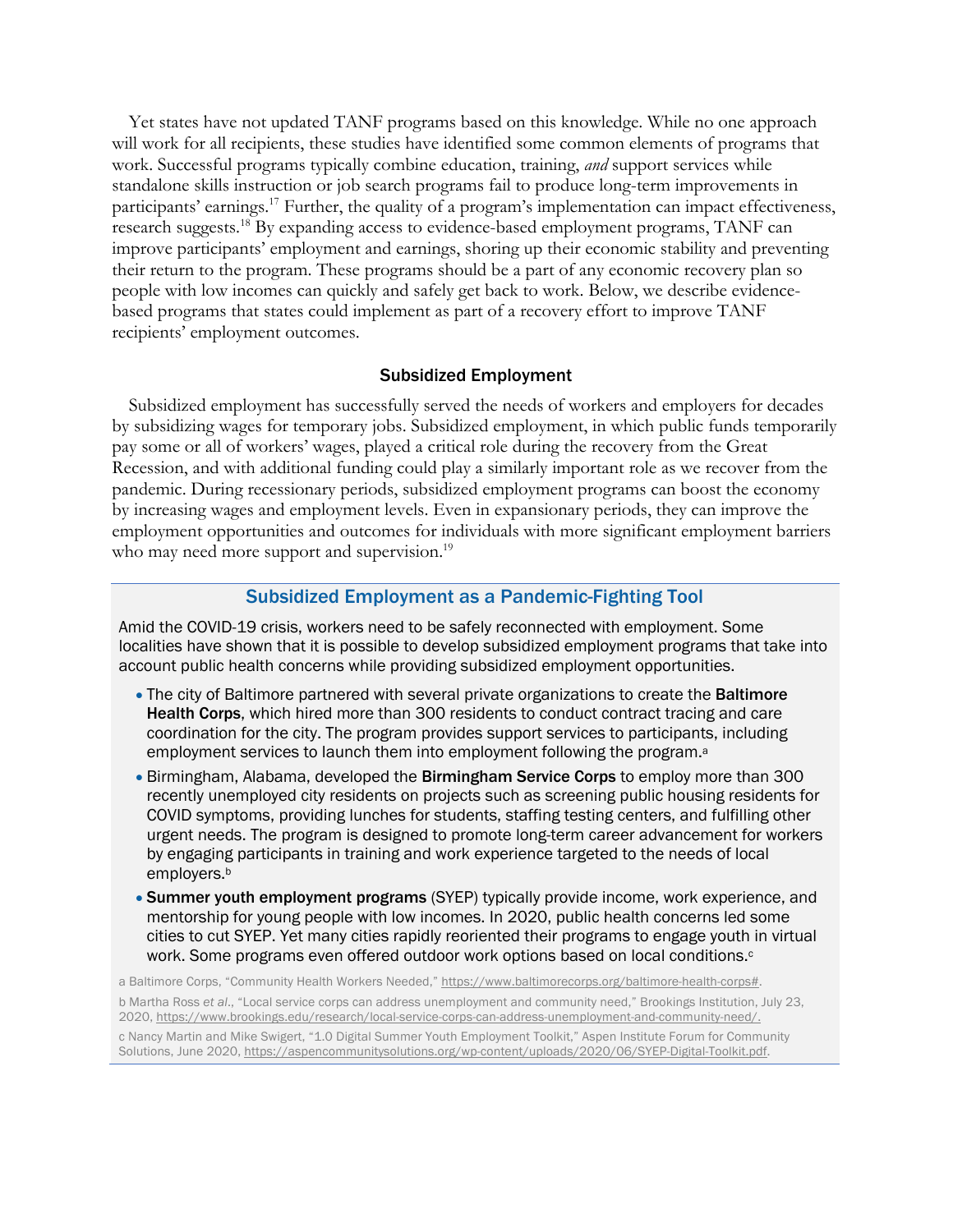Yet states have not updated TANF programs based on this knowledge. While no one approach will work for all recipients, these studies have identified some common elements of programs that work. Successful programs typically combine education, training, *and* support services while standalone skills instruction or job search programs fail to produce long-term improvements in participants' earnings.[17] Further, the quality of a program's implementation can impact effectiveness, research suggests.[18] By expanding access to evidence-based employment programs, TANF can improve participants' employment and earnings, shoring up their economic stability and preventing their return to the program. These programs should be a part of any economic recovery plan so people with low incomes can quickly and safely get back to work. Below, we describe evidence-based programs that states could implement as part of a recovery effort to improve TANF recipients' employment outcomes.

### Subsidized Employment

Subsidized employment has successfully served the needs of workers and employers for decades by subsidizing wages for temporary jobs. Subsidized employment, in which public funds temporarily pay some or all of workers' wages, played a critical role during the recovery from the Great Recession, and with additional funding could play a similarly important role as we recover from the pandemic. During recessionary periods, subsidized employment programs can boost the economy by increasing wages and employment levels. Even in expansionary periods, they can improve the employment opportunities and outcomes for individuals with more significant employment barriers who may need more support and supervision.[19]

### Subsidized Employment as a Pandemic-Fighting Tool

Amid the COVID-19 crisis, workers need to be safely reconnected with employment. Some localities have shown that it is possible to develop subsidized employment programs that take into account public health concerns while providing subsidized employment opportunities.

- The city of Baltimore partnered with several private organizations to create the **Baltimore Health Corps**, which hired more than 300 residents to conduct contract tracing and care coordination for the city. The program provides support services to participants, including employment services to launch them into employment following the program.[a]
- Birmingham, Alabama, developed the **Birmingham Service Corps** to employ more than 300 recently unemployed city residents on projects such as screening public housing residents for COVID symptoms, providing lunches for students, staffing testing centers, and fulfilling other urgent needs. The program is designed to promote long-term career advancement for workers by engaging participants in training and work experience targeted to the needs of local employers.[b]
- **Summer youth employment programs** (SYEP) typically provide income, work experience, and mentorship for young people with low incomes. In 2020, public health concerns led some cities to cut SYEP. Yet many cities rapidly reoriented their programs to engage youth in virtual work. Some programs even offered outdoor work options based on local conditions.[c]

a Baltimore Corps, "Community Health Workers Needed," https://www.baltimorecorps.org/baltimore-health-corps#.

b Martha Ross *et al*., "Local service corps can address unemployment and community need," Brookings Institution, July 23, 2020, https://www.brookings.edu/research/local-service-corps-can-address-unemployment-and-community-need/.

c Nancy Martin and Mike Swigert, "1.0 Digital Summer Youth Employment Toolkit," Aspen Institute Forum for Community Solutions, June 2020, https://aspencommunitysolutions.org/wp-content/uploads/2020/06/SYEP-Digital-Toolkit.pdf.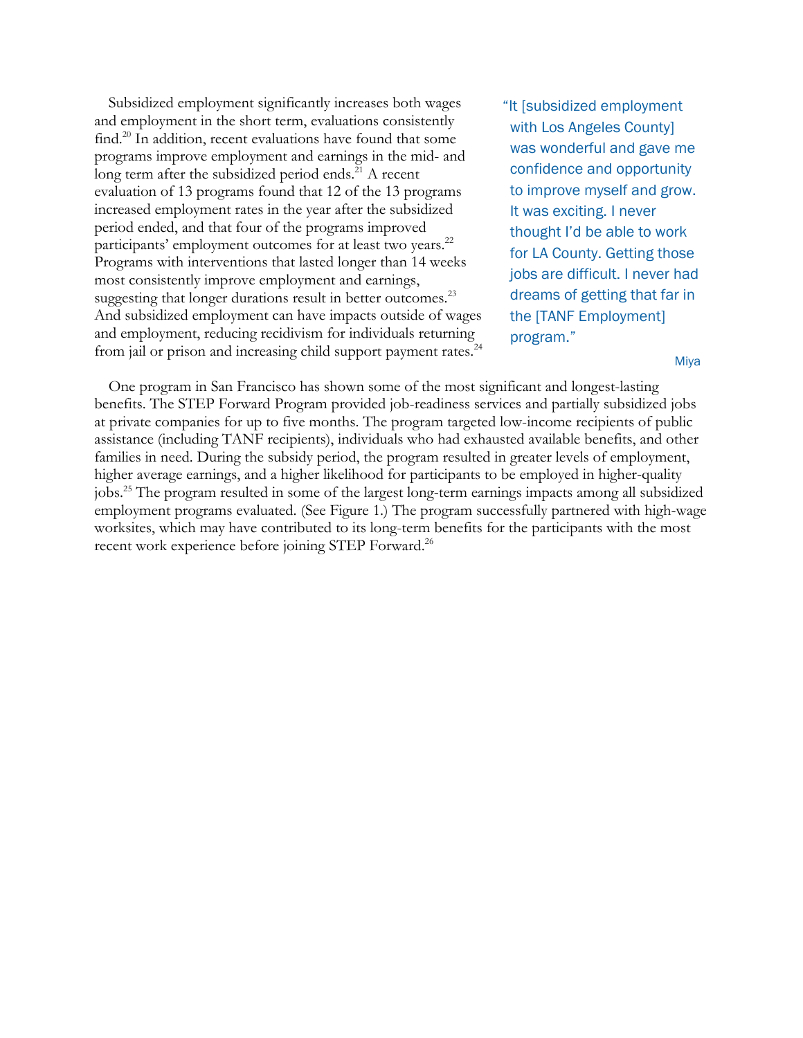Subsidized employment significantly increases both wages and employment in the short term, evaluations consistently find.[20] In addition, recent evaluations have found that some programs improve employment and earnings in the mid- and long term after the subsidized period ends.[21] A recent evaluation of 13 programs found that 12 of the 13 programs increased employment rates in the year after the subsidized period ended, and that four of the programs improved participants' employment outcomes for at least two years.[22] Programs with interventions that lasted longer than 14 weeks most consistently improve employment and earnings, suggesting that longer durations result in better outcomes.[23] And subsidized employment can have impacts outside of wages and employment, reducing recidivism for individuals returning from jail or prison and increasing child support payment rates.[24]

> "It [subsidized employment with Los Angeles County] was wonderful and gave me confidence and opportunity to improve myself and grow. It was exciting. I never thought I'd be able to work for LA County. Getting those jobs are difficult. I never had dreams of getting that far in the [TANF Employment] program."
>
> Miya

One program in San Francisco has shown some of the most significant and longest-lasting benefits. The STEP Forward Program provided job-readiness services and partially subsidized jobs at private companies for up to five months. The program targeted low-income recipients of public assistance (including TANF recipients), individuals who had exhausted available benefits, and other families in need. During the subsidy period, the program resulted in greater levels of employment, higher average earnings, and a higher likelihood for participants to be employed in higher-quality jobs.[25] The program resulted in some of the largest long-term earnings impacts among all subsidized employment programs evaluated. (See Figure 1.) The program successfully partnered with high-wage worksites, which may have contributed to its long-term benefits for the participants with the most recent work experience before joining STEP Forward.[26]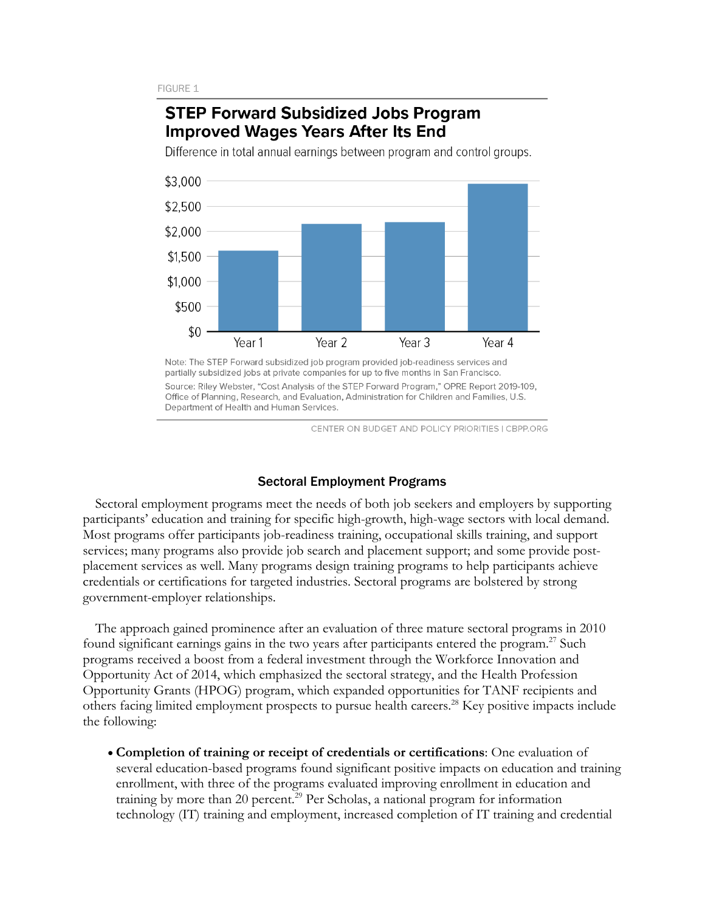FIGURE 1

## STEP Forward Subsidized Jobs Program Improved Wages Years After Its End

Difference in total annual earnings between program and control groups.

Note: The STEP Forward subsidized job program provided job-readiness services and partially subsidized jobs at private companies for up to five months in San Francisco.

Source: Riley Webster, "Cost Analysis of the STEP Forward Program," OPRE Report 2019-109, Office of Planning, Research, and Evaluation, Administration for Children and Families, U.S. Department of Health and Human Services.

CENTER ON BUDGET AND POLICY PRIORITIES | CBPP.ORG

### Sectoral Employment Programs

Sectoral employment programs meet the needs of both job seekers and employers by supporting participants' education and training for specific high-growth, high-wage sectors with local demand. Most programs offer participants job-readiness training, occupational skills training, and support services; many programs also provide job search and placement support; and some provide post-placement services as well. Many programs design training programs to help participants achieve credentials or certifications for targeted industries. Sectoral programs are bolstered by strong government-employer relationships.

The approach gained prominence after an evaluation of three mature sectoral programs in 2010 found significant earnings gains in the two years after participants entered the program.[27] Such programs received a boost from a federal investment through the Workforce Innovation and Opportunity Act of 2014, which emphasized the sectoral strategy, and the Health Profession Opportunity Grants (HPOG) program, which expanded opportunities for TANF recipients and others facing limited employment prospects to pursue health careers.[28] Key positive impacts include the following:

- **Completion of training or receipt of credentials or certifications**: One evaluation of several education-based programs found significant positive impacts on education and training enrollment, with three of the programs evaluated improving enrollment in education and training by more than 20 percent.[29] Per Scholas, a national program for information technology (IT) training and employment, increased completion of IT training and credential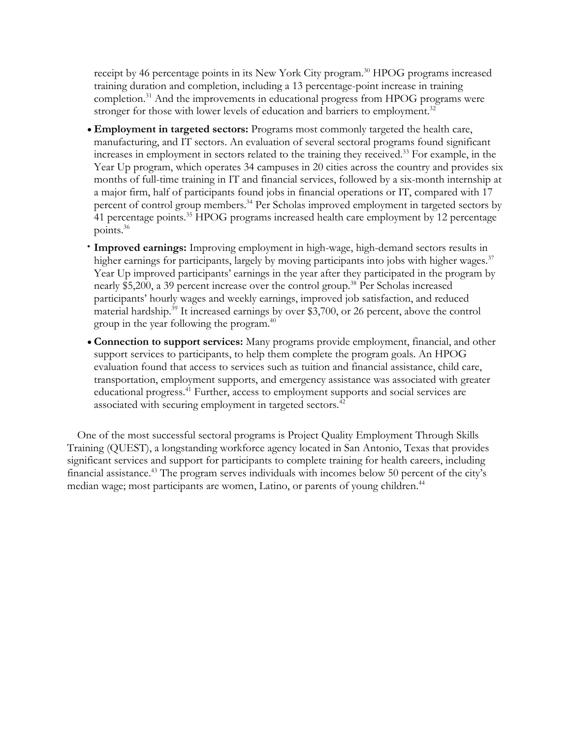receipt by 46 percentage points in its New York City program.[30] HPOG programs increased training duration and completion, including a 13 percentage-point increase in training completion.[31] And the improvements in educational progress from HPOG programs were stronger for those with lower levels of education and barriers to employment.[32]

- **Employment in targeted sectors:** Programs most commonly targeted the health care, manufacturing, and IT sectors. An evaluation of several sectoral programs found significant increases in employment in sectors related to the training they received.[33] For example, in the Year Up program, which operates 34 campuses in 20 cities across the country and provides six months of full-time training in IT and financial services, followed by a six-month internship at a major firm, half of participants found jobs in financial operations or IT, compared with 17 percent of control group members.[34] Per Scholas improved employment in targeted sectors by 41 percentage points.[35] HPOG programs increased health care employment by 12 percentage points.[36]
- **Improved earnings:** Improving employment in high-wage, high-demand sectors results in higher earnings for participants, largely by moving participants into jobs with higher wages.[37] Year Up improved participants' earnings in the year after they participated in the program by nearly $5,200, a 39 percent increase over the control group.[38] Per Scholas increased participants' hourly wages and weekly earnings, improved job satisfaction, and reduced material hardship.[39] It increased earnings by over $3,700, or 26 percent, above the control group in the year following the program.[40]
- **Connection to support services:** Many programs provide employment, financial, and other support services to participants, to help them complete the program goals. An HPOG evaluation found that access to services such as tuition and financial assistance, child care, transportation, employment supports, and emergency assistance was associated with greater educational progress.[41] Further, access to employment supports and social services are associated with securing employment in targeted sectors.[42]

One of the most successful sectoral programs is Project Quality Employment Through Skills Training (QUEST), a longstanding workforce agency located in San Antonio, Texas that provides significant services and support for participants to complete training for health careers, including financial assistance.[43] The program serves individuals with incomes below 50 percent of the city's median wage; most participants are women, Latino, or parents of young children.[44]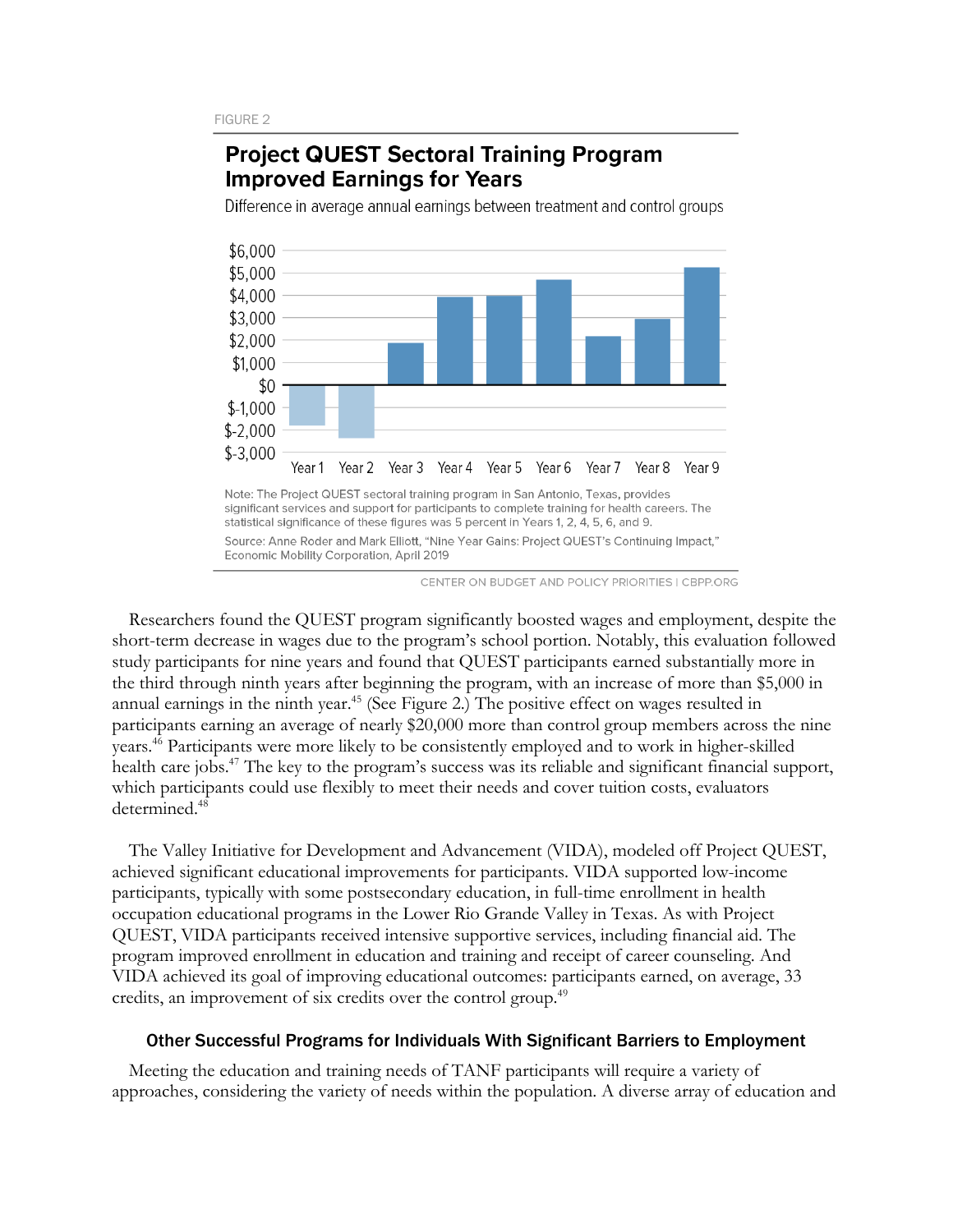FIGURE 2

**Project QUEST Sectoral Training Program Improved Earnings for Years**

Difference in average annual earnings between treatment and control groups

Note: The Project QUEST sectoral training program in San Antonio, Texas, provides significant services and support for participants to complete training for health careers. The statistical significance of these figures was 5 percent in Years 1, 2, 4, 5, 6, and 9.

Source: Anne Roder and Mark Elliott, "Nine Year Gains: Project QUEST's Continuing Impact," Economic Mobility Corporation, April 2019

CENTER ON BUDGET AND POLICY PRIORITIES | CBPP.ORG

Researchers found the QUEST program significantly boosted wages and employment, despite the short-term decrease in wages due to the program's school portion. Notably, this evaluation followed study participants for nine years and found that QUEST participants earned substantially more in the third through ninth years after beginning the program, with an increase of more than $5,000 in annual earnings in the ninth year.[45] (See Figure 2.) The positive effect on wages resulted in participants earning an average of nearly $20,000 more than control group members across the nine years.[46] Participants were more likely to be consistently employed and to work in higher-skilled health care jobs.[47] The key to the program's success was its reliable and significant financial support, which participants could use flexibly to meet their needs and cover tuition costs, evaluators determined.[48]

The Valley Initiative for Development and Advancement (VIDA), modeled off Project QUEST, achieved significant educational improvements for participants. VIDA supported low-income participants, typically with some postsecondary education, in full-time enrollment in health occupation educational programs in the Lower Rio Grande Valley in Texas. As with Project QUEST, VIDA participants received intensive supportive services, including financial aid. The program improved enrollment in education and training and receipt of career counseling. And VIDA achieved its goal of improving educational outcomes: participants earned, on average, 33 credits, an improvement of six credits over the control group.[49]

### Other Successful Programs for Individuals With Significant Barriers to Employment

Meeting the education and training needs of TANF participants will require a variety of approaches, considering the variety of needs within the population. A diverse array of education and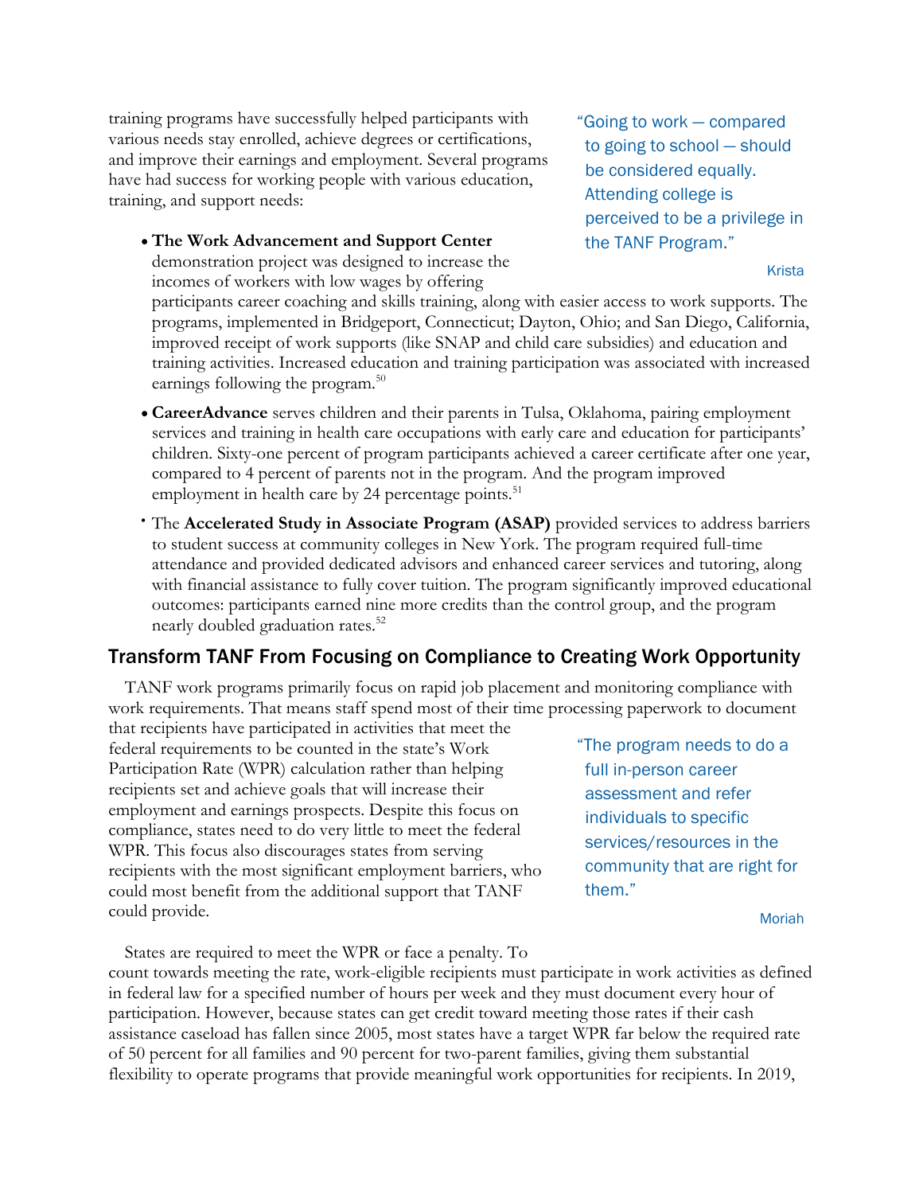training programs have successfully helped participants with various needs stay enrolled, achieve degrees or certifications, and improve their earnings and employment. Several programs have had success for working people with various education, training, and support needs:

> "Going to work — compared to going to school — should be considered equally. Attending college is perceived to be a privilege in the TANF Program."
>
> Krista

- **The Work Advancement and Support Center** demonstration project was designed to increase the incomes of workers with low wages by offering participants career coaching and skills training, along with easier access to work supports. The programs, implemented in Bridgeport, Connecticut; Dayton, Ohio; and San Diego, California, improved receipt of work supports (like SNAP and child care subsidies) and education and training activities. Increased education and training participation was associated with increased earnings following the program.[50]
- **CareerAdvance** serves children and their parents in Tulsa, Oklahoma, pairing employment services and training in health care occupations with early care and education for participants' children. Sixty-one percent of program participants achieved a career certificate after one year, compared to 4 percent of parents not in the program. And the program improved employment in health care by 24 percentage points.[51]
- The **Accelerated Study in Associate Program (ASAP)** provided services to address barriers to student success at community colleges in New York. The program required full-time attendance and provided dedicated advisors and enhanced career services and tutoring, along with financial assistance to fully cover tuition. The program significantly improved educational outcomes: participants earned nine more credits than the control group, and the program nearly doubled graduation rates.[52]

## Transform TANF From Focusing on Compliance to Creating Work Opportunity

TANF work programs primarily focus on rapid job placement and monitoring compliance with work requirements. That means staff spend most of their time processing paperwork to document that recipients have participated in activities that meet the federal requirements to be counted in the state's Work Participation Rate (WPR) calculation rather than helping recipients set and achieve goals that will increase their employment and earnings prospects. Despite this focus on compliance, states need to do very little to meet the federal WPR. This focus also discourages states from serving recipients with the most significant employment barriers, who could most benefit from the additional support that TANF could provide.

> "The program needs to do a full in-person career assessment and refer individuals to specific services/resources in the community that are right for them."
>
> Moriah

States are required to meet the WPR or face a penalty. To count towards meeting the rate, work-eligible recipients must participate in work activities as defined in federal law for a specified number of hours per week and they must document every hour of participation. However, because states can get credit toward meeting those rates if their cash assistance caseload has fallen since 2005, most states have a target WPR far below the required rate of 50 percent for all families and 90 percent for two-parent families, giving them substantial flexibility to operate programs that provide meaningful work opportunities for recipients. In 2019,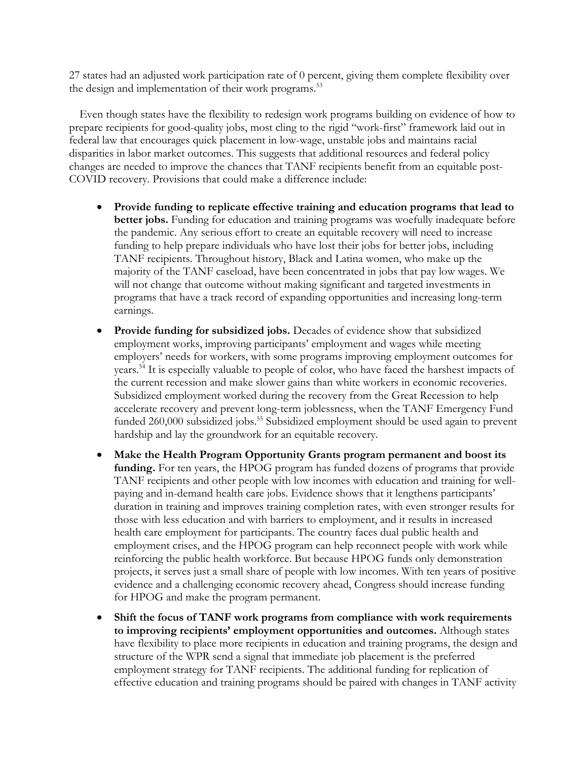27 states had an adjusted work participation rate of 0 percent, giving them complete flexibility over the design and implementation of their work programs.[53]

Even though states have the flexibility to redesign work programs building on evidence of how to prepare recipients for good-quality jobs, most cling to the rigid "work-first" framework laid out in federal law that encourages quick placement in low-wage, unstable jobs and maintains racial disparities in labor market outcomes. This suggests that additional resources and federal policy changes are needed to improve the chances that TANF recipients benefit from an equitable post-COVID recovery. Provisions that could make a difference include:

- **Provide funding to replicate effective training and education programs that lead to better jobs.** Funding for education and training programs was woefully inadequate before the pandemic. Any serious effort to create an equitable recovery will need to increase funding to help prepare individuals who have lost their jobs for better jobs, including TANF recipients. Throughout history, Black and Latina women, who make up the majority of the TANF caseload, have been concentrated in jobs that pay low wages. We will not change that outcome without making significant and targeted investments in programs that have a track record of expanding opportunities and increasing long-term earnings.
- **Provide funding for subsidized jobs.** Decades of evidence show that subsidized employment works, improving participants' employment and wages while meeting employers' needs for workers, with some programs improving employment outcomes for years.[54] It is especially valuable to people of color, who have faced the harshest impacts of the current recession and make slower gains than white workers in economic recoveries. Subsidized employment worked during the recovery from the Great Recession to help accelerate recovery and prevent long-term joblessness, when the TANF Emergency Fund funded 260,000 subsidized jobs.[55] Subsidized employment should be used again to prevent hardship and lay the groundwork for an equitable recovery.
- **Make the Health Program Opportunity Grants program permanent and boost its funding.** For ten years, the HPOG program has funded dozens of programs that provide TANF recipients and other people with low incomes with education and training for well-paying and in-demand health care jobs. Evidence shows that it lengthens participants' duration in training and improves training completion rates, with even stronger results for those with less education and with barriers to employment, and it results in increased health care employment for participants. The country faces dual public health and employment crises, and the HPOG program can help reconnect people with work while reinforcing the public health workforce. But because HPOG funds only demonstration projects, it serves just a small share of people with low incomes. With ten years of positive evidence and a challenging economic recovery ahead, Congress should increase funding for HPOG and make the program permanent.
- **Shift the focus of TANF work programs from compliance with work requirements to improving recipients' employment opportunities and outcomes.** Although states have flexibility to place more recipients in education and training programs, the design and structure of the WPR send a signal that immediate job placement is the preferred employment strategy for TANF recipients. The additional funding for replication of effective education and training programs should be paired with changes in TANF activity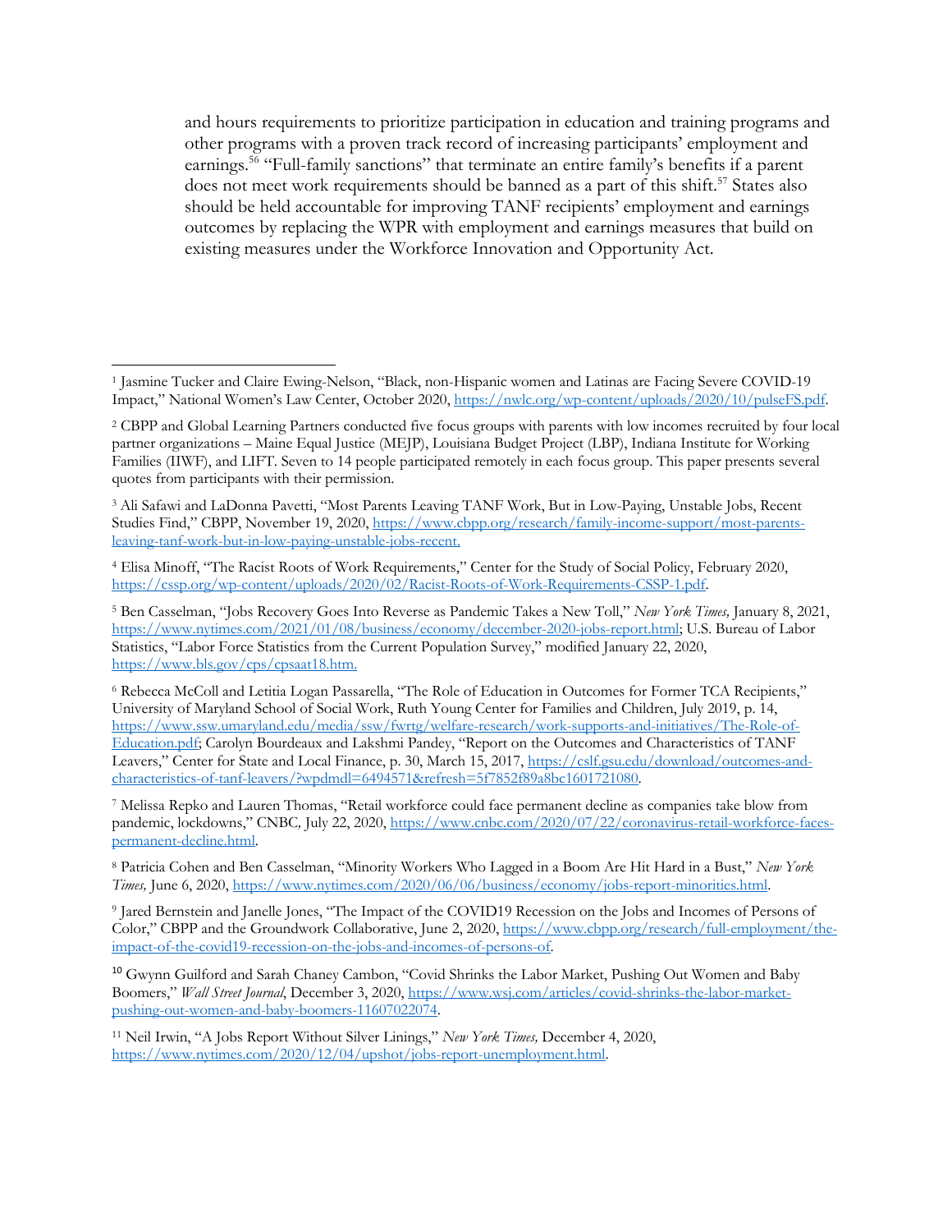and hours requirements to prioritize participation in education and training programs and other programs with a proven track record of increasing participants' employment and earnings.[56] "Full-family sanctions" that terminate an entire family's benefits if a parent does not meet work requirements should be banned as a part of this shift.[57] States also should be held accountable for improving TANF recipients' employment and earnings outcomes by replacing the WPR with employment and earnings measures that build on existing measures under the Workforce Innovation and Opportunity Act.

---

[1] Jasmine Tucker and Claire Ewing-Nelson, "Black, non-Hispanic women and Latinas are Facing Severe COVID-19 Impact," National Women's Law Center, October 2020, https://nwlc.org/wp-content/uploads/2020/10/pulseFS.pdf.

[2] CBPP and Global Learning Partners conducted five focus groups with parents with low incomes recruited by four local partner organizations – Maine Equal Justice (MEJP), Louisiana Budget Project (LBP), Indiana Institute for Working Families (IIWF), and LIFT. Seven to 14 people participated remotely in each focus group. This paper presents several quotes from participants with their permission.

[3] Ali Safawi and LaDonna Pavetti, "Most Parents Leaving TANF Work, But in Low-Paying, Unstable Jobs, Recent Studies Find," CBPP, November 19, 2020, https://www.cbpp.org/research/family-income-support/most-parents-leaving-tanf-work-but-in-low-paying-unstable-jobs-recent.

[4] Elisa Minoff, "The Racist Roots of Work Requirements," Center for the Study of Social Policy, February 2020, https://cssp.org/wp-content/uploads/2020/02/Racist-Roots-of-Work-Requirements-CSSP-1.pdf.

[5] Ben Casselman, "Jobs Recovery Goes Into Reverse as Pandemic Takes a New Toll," *New York Times,* January 8, 2021, https://www.nytimes.com/2021/01/08/business/economy/december-2020-jobs-report.html; U.S. Bureau of Labor Statistics, "Labor Force Statistics from the Current Population Survey," modified January 22, 2020, https://www.bls.gov/cps/cpsaat18.htm.

[6] Rebecca McColl and Letitia Logan Passarella, "The Role of Education in Outcomes for Former TCA Recipients," University of Maryland School of Social Work, Ruth Young Center for Families and Children, July 2019, p. 14, https://www.ssw.umaryland.edu/media/ssw/fwrtg/welfare-research/work-supports-and-initiatives/The-Role-of-Education.pdf; Carolyn Bourdeaux and Lakshmi Pandey, "Report on the Outcomes and Characteristics of TANF Leavers," Center for State and Local Finance, p. 30, March 15, 2017, https://cslf.gsu.edu/download/outcomes-and-characteristics-of-tanf-leavers/?wpdmdl=6494571&refresh=5f7852f89a8bc1601721080.

[7] Melissa Repko and Lauren Thomas, "Retail workforce could face permanent decline as companies take blow from pandemic, lockdowns," CNBC*,* July 22, 2020, https://www.cnbc.com/2020/07/22/coronavirus-retail-workforce-faces-permanent-decline.html.

[8] Patricia Cohen and Ben Casselman, "Minority Workers Who Lagged in a Boom Are Hit Hard in a Bust," *New York Times,* June 6, 2020, https://www.nytimes.com/2020/06/06/business/economy/jobs-report-minorities.html.

[9] Jared Bernstein and Janelle Jones, "The Impact of the COVID19 Recession on the Jobs and Incomes of Persons of Color," CBPP and the Groundwork Collaborative, June 2, 2020, https://www.cbpp.org/research/full-employment/the-impact-of-the-covid19-recession-on-the-jobs-and-incomes-of-persons-of.

[10] Gwynn Guilford and Sarah Chaney Cambon, "Covid Shrinks the Labor Market, Pushing Out Women and Baby Boomers," *Wall Street Journal*, December 3, 2020, https://www.wsj.com/articles/covid-shrinks-the-labor-market-pushing-out-women-and-baby-boomers-11607022074.

[11] Neil Irwin, "A Jobs Report Without Silver Linings," *New York Times,* December 4, 2020, https://www.nytimes.com/2020/12/04/upshot/jobs-report-unemployment.html.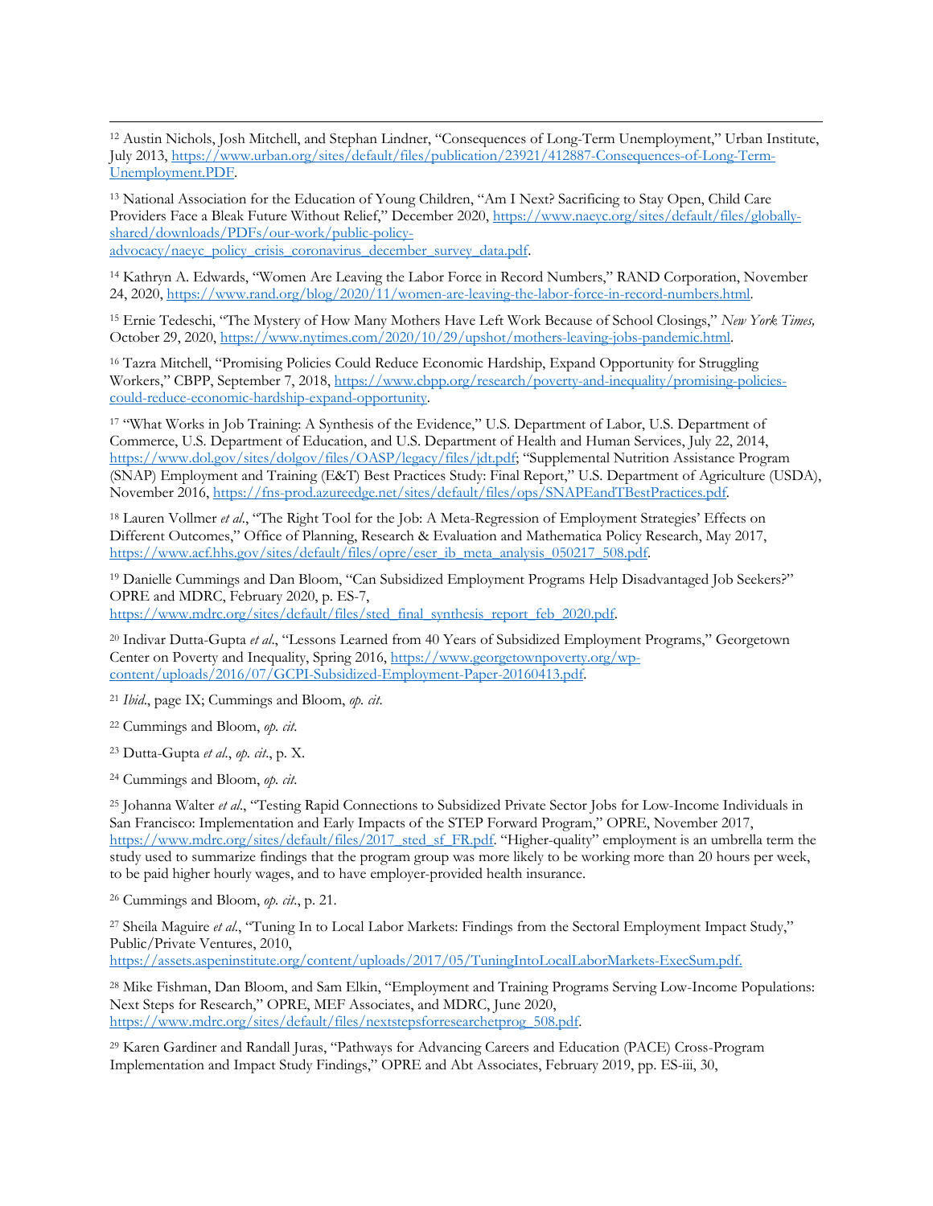[12] Austin Nichols, Josh Mitchell, and Stephan Lindner, "Consequences of Long-Term Unemployment," Urban Institute, July 2013, https://www.urban.org/sites/default/files/publication/23921/412887-Consequences-of-Long-Term-Unemployment.PDF.

[13] National Association for the Education of Young Children, "Am I Next? Sacrificing to Stay Open, Child Care Providers Face a Bleak Future Without Relief," December 2020, https://www.naeyc.org/sites/default/files/globally-shared/downloads/PDFs/our-work/public-policy-advocacy/naeyc_policy_crisis_coronavirus_december_survey_data.pdf.

[14] Kathryn A. Edwards, "Women Are Leaving the Labor Force in Record Numbers," RAND Corporation, November 24, 2020, https://www.rand.org/blog/2020/11/women-are-leaving-the-labor-force-in-record-numbers.html.

[15] Ernie Tedeschi, "The Mystery of How Many Mothers Have Left Work Because of School Closings," *New York Times,* October 29, 2020, https://www.nytimes.com/2020/10/29/upshot/mothers-leaving-jobs-pandemic.html.

[16] Tazra Mitchell, "Promising Policies Could Reduce Economic Hardship, Expand Opportunity for Struggling Workers," CBPP, September 7, 2018, https://www.cbpp.org/research/poverty-and-inequality/promising-policies-could-reduce-economic-hardship-expand-opportunity.

[17] "What Works in Job Training: A Synthesis of the Evidence," U.S. Department of Labor, U.S. Department of Commerce, U.S. Department of Education, and U.S. Department of Health and Human Services, July 22, 2014, https://www.dol.gov/sites/dolgov/files/OASP/legacy/files/jdt.pdf; "Supplemental Nutrition Assistance Program (SNAP) Employment and Training (E&T) Best Practices Study: Final Report," U.S. Department of Agriculture (USDA), November 2016, https://fns-prod.azureedge.net/sites/default/files/ops/SNAPEandTBestPractices.pdf.

[18] Lauren Vollmer *et al*., "The Right Tool for the Job: A Meta-Regression of Employment Strategies' Effects on Different Outcomes," Office of Planning, Research & Evaluation and Mathematica Policy Research, May 2017, https://www.acf.hhs.gov/sites/default/files/opre/eser_ib_meta_analysis_050217_508.pdf.

[19] Danielle Cummings and Dan Bloom, "Can Subsidized Employment Programs Help Disadvantaged Job Seekers?" OPRE and MDRC, February 2020, p. ES-7, https://www.mdrc.org/sites/default/files/sted_final_synthesis_report_feb_2020.pdf.

[20] Indivar Dutta-Gupta *et al*., "Lessons Learned from 40 Years of Subsidized Employment Programs," Georgetown Center on Poverty and Inequality, Spring 2016, https://www.georgetownpoverty.org/wp-content/uploads/2016/07/GCPI-Subsidized-Employment-Paper-20160413.pdf.

[21] *Ibid*., page IX; Cummings and Bloom, *op. cit*.

[22] Cummings and Bloom, *op. cit*.

[23] Dutta-Gupta *et al*., *op. cit*., p. X.

[24] Cummings and Bloom, *op. cit*.

[25] Johanna Walter *et al*., "Testing Rapid Connections to Subsidized Private Sector Jobs for Low-Income Individuals in San Francisco: Implementation and Early Impacts of the STEP Forward Program," OPRE, November 2017, https://www.mdrc.org/sites/default/files/2017_sted_sf_FR.pdf. "Higher-quality" employment is an umbrella term the study used to summarize findings that the program group was more likely to be working more than 20 hours per week, to be paid higher hourly wages, and to have employer-provided health insurance.

[26] Cummings and Bloom, *op. cit*., p. 21.

[27] Sheila Maguire *et al*., "Tuning In to Local Labor Markets: Findings from the Sectoral Employment Impact Study," Public/Private Ventures, 2010, https://assets.aspeninstitute.org/content/uploads/2017/05/TuningIntoLocalLaborMarkets-ExecSum.pdf.

[28] Mike Fishman, Dan Bloom, and Sam Elkin, "Employment and Training Programs Serving Low-Income Populations: Next Steps for Research," OPRE, MEF Associates, and MDRC, June 2020, https://www.mdrc.org/sites/default/files/nextstepsforresearchetprog_508.pdf.

[29] Karen Gardiner and Randall Juras, "Pathways for Advancing Careers and Education (PACE) Cross-Program Implementation and Impact Study Findings," OPRE and Abt Associates, February 2019, pp. ES-iii, 30,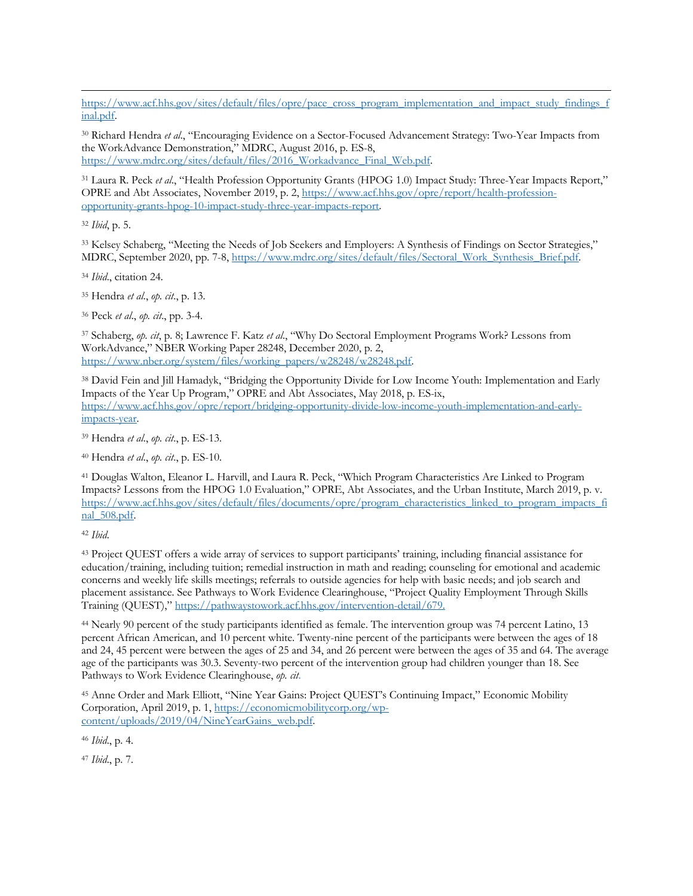https://www.acf.hhs.gov/sites/default/files/opre/pace_cross_program_implementation_and_impact_study_findings_final.pdf.

[30] Richard Hendra *et al*., "Encouraging Evidence on a Sector-Focused Advancement Strategy: Two-Year Impacts from the WorkAdvance Demonstration," MDRC, August 2016, p. ES-8, https://www.mdrc.org/sites/default/files/2016_Workadvance_Final_Web.pdf.

[31] Laura R. Peck *et al*., "Health Profession Opportunity Grants (HPOG 1.0) Impact Study: Three-Year Impacts Report," OPRE and Abt Associates, November 2019, p. 2, https://www.acf.hhs.gov/opre/report/health-profession-opportunity-grants-hpog-10-impact-study-three-year-impacts-report.

[32] *Ibid*, p. 5.

[33] Kelsey Schaberg, "Meeting the Needs of Job Seekers and Employers: A Synthesis of Findings on Sector Strategies," MDRC, September 2020, pp. 7-8, https://www.mdrc.org/sites/default/files/Sectoral_Work_Synthesis_Brief.pdf.

[34] *Ibid*., citation 24.

[35] Hendra *et al*., *op. cit*., p. 13.

[36] Peck *et al*., *op. cit*., pp. 3-4.

[37] Schaberg, *op. cit*, p. 8; Lawrence F. Katz *et al*., "Why Do Sectoral Employment Programs Work? Lessons from WorkAdvance," NBER Working Paper 28248, December 2020, p. 2, https://www.nber.org/system/files/working_papers/w28248/w28248.pdf.

[38] David Fein and Jill Hamadyk, "Bridging the Opportunity Divide for Low Income Youth: Implementation and Early Impacts of the Year Up Program," OPRE and Abt Associates, May 2018, p. ES-ix, https://www.acf.hhs.gov/opre/report/bridging-opportunity-divide-low-income-youth-implementation-and-early-impacts-year.

[39] Hendra *et al*., *op. cit*., p. ES-13.

[40] Hendra *et al*., *op. cit*., p. ES-10.

[41] Douglas Walton, Eleanor L. Harvill, and Laura R. Peck, "Which Program Characteristics Are Linked to Program Impacts? Lessons from the HPOG 1.0 Evaluation," OPRE, Abt Associates, and the Urban Institute, March 2019, p. v. https://www.acf.hhs.gov/sites/default/files/documents/opre/program_characteristics_linked_to_program_impacts_final_508.pdf.

[42] *Ibid*.

[43] Project QUEST offers a wide array of services to support participants' training, including financial assistance for education/training, including tuition; remedial instruction in math and reading; counseling for emotional and academic concerns and weekly life skills meetings; referrals to outside agencies for help with basic needs; and job search and placement assistance. See Pathways to Work Evidence Clearinghouse, "Project Quality Employment Through Skills Training (QUEST)," https://pathwaystowork.acf.hhs.gov/intervention-detail/679.

[44] Nearly 90 percent of the study participants identified as female. The intervention group was 74 percent Latino, 13 percent African American, and 10 percent white. Twenty-nine percent of the participants were between the ages of 18 and 24, 45 percent were between the ages of 25 and 34, and 26 percent were between the ages of 35 and 64. The average age of the participants was 30.3. Seventy-two percent of the intervention group had children younger than 18. See Pathways to Work Evidence Clearinghouse, *op. cit.*

[45] Anne Order and Mark Elliott, "Nine Year Gains: Project QUEST's Continuing Impact," Economic Mobility Corporation, April 2019, p. 1, https://economicmobilitycorp.org/wp-content/uploads/2019/04/NineYearGains_web.pdf.

[46] *Ibid*., p. 4.

[47] *Ibid*., p. 7.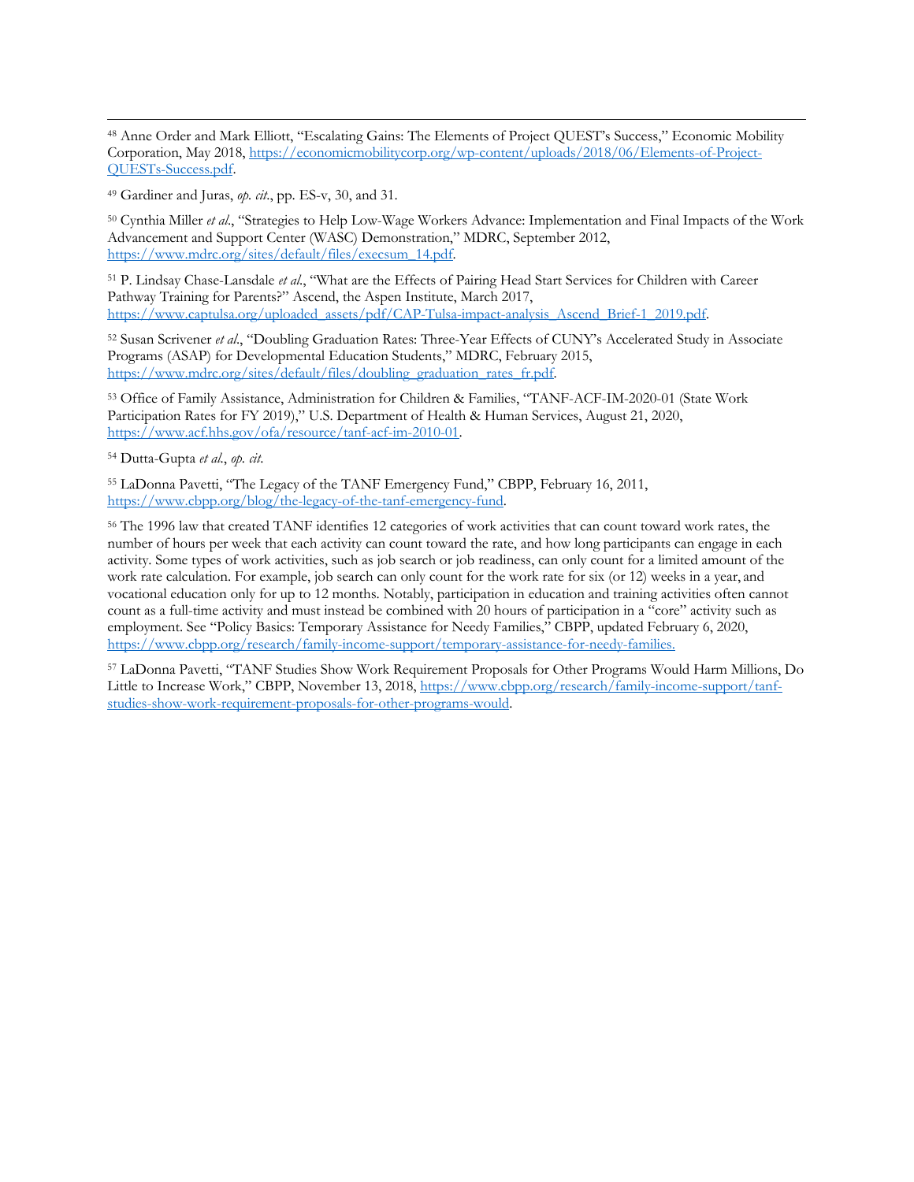[48] Anne Order and Mark Elliott, "Escalating Gains: The Elements of Project QUEST's Success," Economic Mobility Corporation, May 2018, https://economicmobilitycorp.org/wp-content/uploads/2018/06/Elements-of-Project-QUESTs-Success.pdf.

[49] Gardiner and Juras, *op. cit.*, pp. ES-v, 30, and 31.

[50] Cynthia Miller *et al.*, "Strategies to Help Low-Wage Workers Advance: Implementation and Final Impacts of the Work Advancement and Support Center (WASC) Demonstration," MDRC, September 2012, https://www.mdrc.org/sites/default/files/execsum_14.pdf.

[51] P. Lindsay Chase-Lansdale *et al.*, "What are the Effects of Pairing Head Start Services for Children with Career Pathway Training for Parents?" Ascend, the Aspen Institute, March 2017, https://www.captulsa.org/uploaded_assets/pdf/CAP-Tulsa-impact-analysis_Ascend_Brief-1_2019.pdf.

[52] Susan Scrivener *et al.*, "Doubling Graduation Rates: Three-Year Effects of CUNY's Accelerated Study in Associate Programs (ASAP) for Developmental Education Students," MDRC, February 2015, https://www.mdrc.org/sites/default/files/doubling_graduation_rates_fr.pdf.

[53] Office of Family Assistance, Administration for Children & Families, "TANF-ACF-IM-2020-01 (State Work Participation Rates for FY 2019)," U.S. Department of Health & Human Services, August 21, 2020, https://www.acf.hhs.gov/ofa/resource/tanf-acf-im-2010-01.

[54] Dutta-Gupta *et al.*, *op. cit.*

[55] LaDonna Pavetti, "The Legacy of the TANF Emergency Fund," CBPP, February 16, 2011, https://www.cbpp.org/blog/the-legacy-of-the-tanf-emergency-fund.

[56] The 1996 law that created TANF identifies 12 categories of work activities that can count toward work rates, the number of hours per week that each activity can count toward the rate, and how long participants can engage in each activity. Some types of work activities, such as job search or job readiness, can only count for a limited amount of the work rate calculation. For example, job search can only count for the work rate for six (or 12) weeks in a year, and vocational education only for up to 12 months. Notably, participation in education and training activities often cannot count as a full-time activity and must instead be combined with 20 hours of participation in a "core" activity such as employment. See "Policy Basics: Temporary Assistance for Needy Families," CBPP, updated February 6, 2020, https://www.cbpp.org/research/family-income-support/temporary-assistance-for-needy-families.

[57] LaDonna Pavetti, "TANF Studies Show Work Requirement Proposals for Other Programs Would Harm Millions, Do Little to Increase Work," CBPP, November 13, 2018, https://www.cbpp.org/research/family-income-support/tanf-studies-show-work-requirement-proposals-for-other-programs-would.